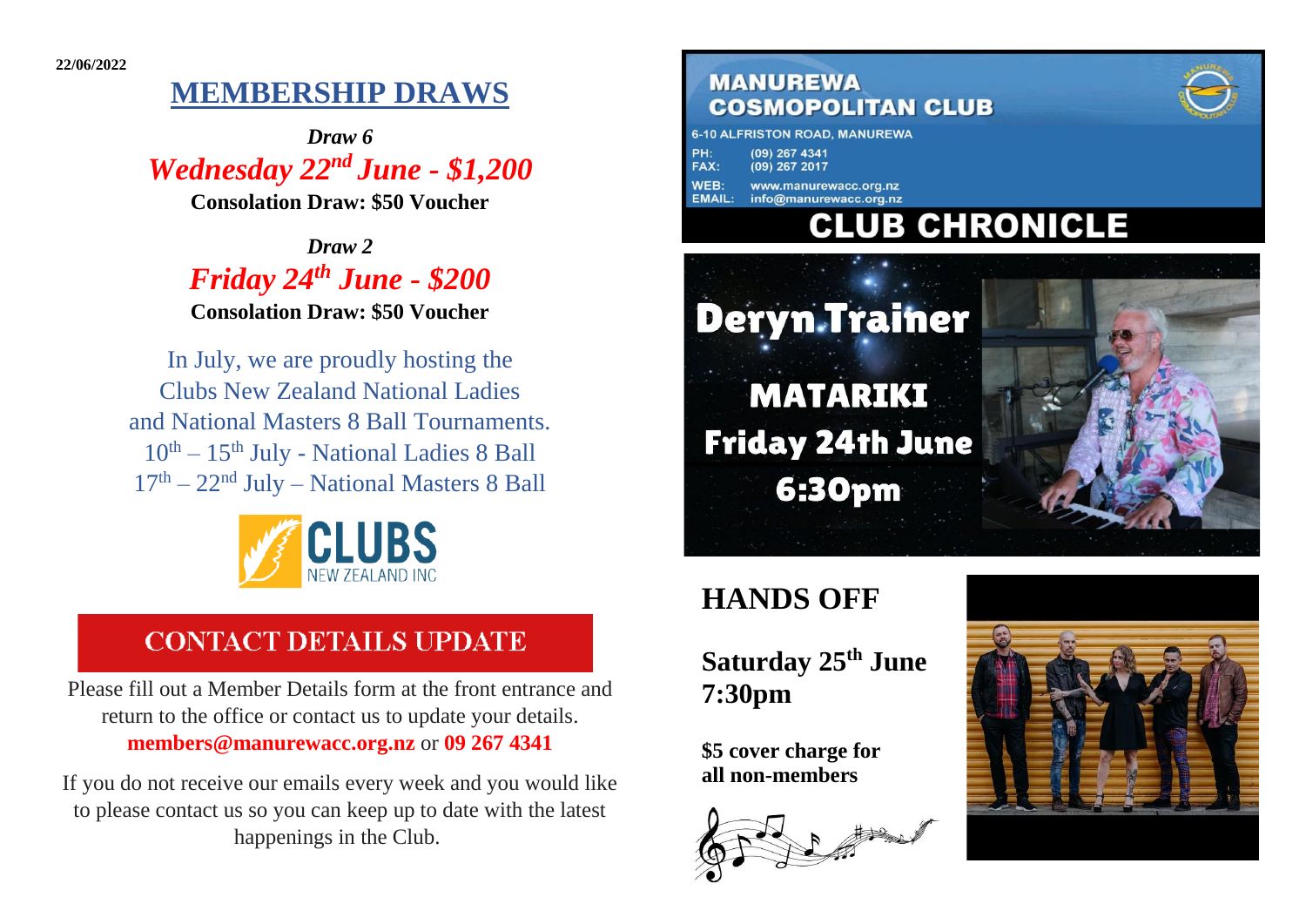22/06/2022

# MEMBERSHIP DRAWS

*Draw 6*

***Wednesday 22nd June - $1,200***

**Consolation Draw: $50 Voucher**

*Draw 2*

***Friday 24th June - $200***

**Consolation Draw: $50 Voucher**

In July, we are proudly hosting the Clubs New Zealand National Ladies and National Masters 8 Ball Tournaments.

10th – 15th July - National Ladies 8 Ball

17th – 22nd July – National Masters 8 Ball

CLUBS NEW ZEALAND INC

## CONTACT DETAILS UPDATE

Please fill out a Member Details form at the front entrance and return to the office or contact us to update your details.
**members@manurewacc.org.nz** or **09 267 4341**

If you do not receive our emails every week and you would like to please contact us so you can keep up to date with the latest happenings in the Club.

**MANUREWA COSMOPOLITAN CLUB**

6-10 ALFRISTON ROAD, MANUREWA

PH: (09) 267 4341
FAX: (09) 267 2017
WEB: www.manurewacc.org.nz
EMAIL: info@manurewacc.org.nz

# CLUB CHRONICLE

**Deryn Trainer**

**MATARIKI**

**Friday 24th June**

**6:30pm**

## HANDS OFF

**Saturday 25th June 7:30pm**

**$5 cover charge for all non-members**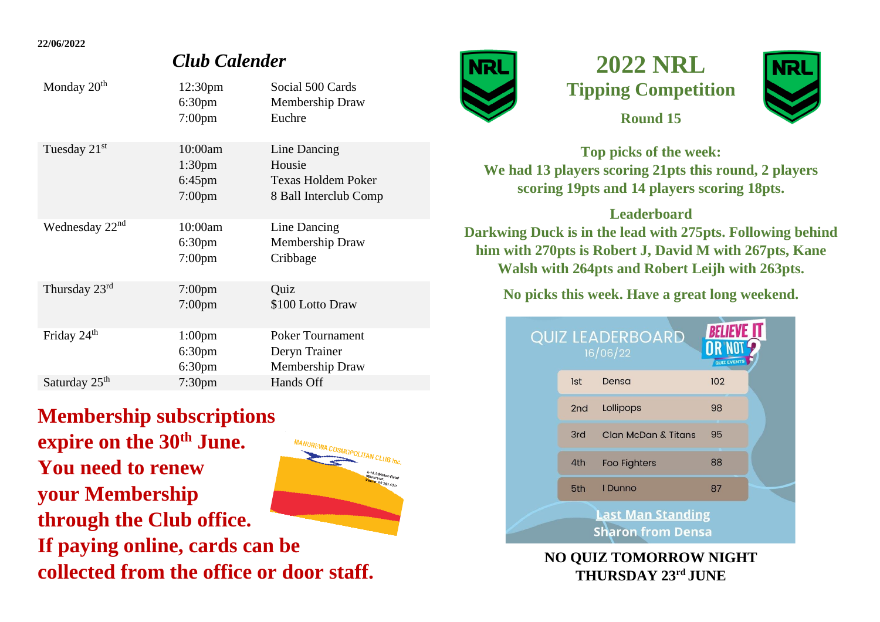22/06/2022

## *Club Calender*

| Day | Time | Event |
|---|---|---|
| Monday 20th | 12:30pm<br>6:30pm<br>7:00pm | Social 500 Cards<br>Membership Draw<br>Euchre |
| Tuesday 21st | 10:00am<br>1:30pm<br>6:45pm<br>7:00pm | Line Dancing<br>Housie<br>Texas Holdem Poker<br>8 Ball Interclub Comp |
| Wednesday 22nd | 10:00am<br>6:30pm<br>7:00pm | Line Dancing<br>Membership Draw<br>Cribbage |
| Thursday 23rd | 7:00pm<br>7:00pm | Quiz<br>$100 Lotto Draw |
| Friday 24th | 1:00pm<br>6:30pm<br>6:30pm | Poker Tournament<br>Deryn Trainer<br>Membership Draw |
| Saturday 25th | 7:30pm | Hands Off |

**Membership subscriptions expire on the 30th June. You need to renew your Membership through the Club office. If paying online, cards can be collected from the office or door staff.**

# 2022 NRL
## Tipping Competition
### Round 15

**Top picks of the week:**
**We had 13 players scoring 21pts this round, 2 players scoring 19pts and 14 players scoring 18pts.**

**Leaderboard**
**Darkwing Duck is in the lead with 275pts. Following behind him with 270pts is Robert J, David M with 267pts, Kane Walsh with 264pts and Robert Leijh with 263pts.**

**No picks this week. Have a great long weekend.**

### QUIZ LEADERBOARD 16/06/22

BELIEVE IT OR NOT? QUIZ EVENTS

| Place | Team | Points |
|---|---|---|
| 1st | Densa | 102 |
| 2nd | Lollipops | 98 |
| 3rd | Clan McDan & Titans | 95 |
| 4th | Foo Fighters | 88 |
| 5th | I Dunno | 87 |

**Last Man Standing**
**Sharon from Densa**

**NO QUIZ TOMORROW NIGHT THURSDAY 23rd JUNE**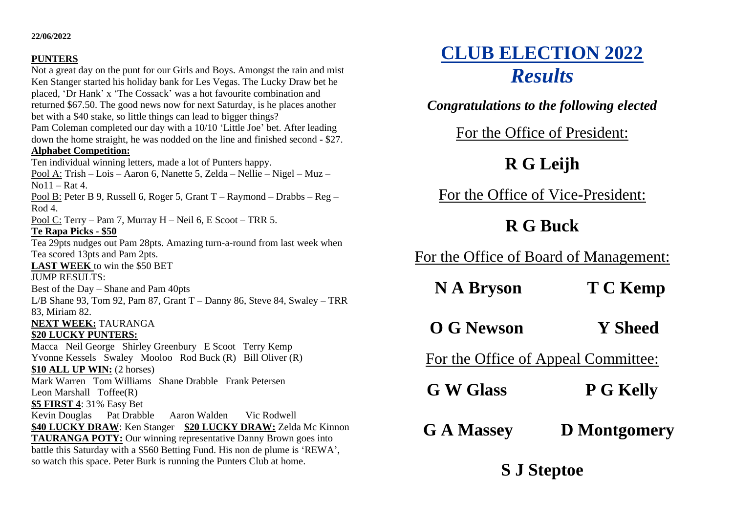22/06/2022

## PUNTERS

Not a great day on the punt for our Girls and Boys. Amongst the rain and mist Ken Stanger started his holiday bank for Les Vegas. The Lucky Draw bet he placed, 'Dr Hank' x 'The Cossack' was a hot favourite combination and returned $67.50. The good news now for next Saturday, is he places another bet with a $40 stake, so little things can lead to bigger things?

Pam Coleman completed our day with a 10/10 'Little Joe' bet. After leading down the home straight, he was nodded on the line and finished second - $27.

**Alphabet Competition:**

Ten individual winning letters, made a lot of Punters happy.

Pool A: Trish – Lois – Aaron 6, Nanette 5, Zelda – Nellie – Nigel – Muz – No11 – Rat 4.

Pool B: Peter B 9, Russell 6, Roger 5, Grant T – Raymond – Drabbs – Reg – Rod 4.

Pool C: Terry – Pam 7, Murray H – Neil 6, E Scoot – TRR 5.

**Te Rapa Picks - $50**

Tea 29pts nudges out Pam 28pts. Amazing turn-a-round from last week when Tea scored 13pts and Pam 2pts.

**LAST WEEK** to win the $50 BET

JUMP RESULTS:

Best of the Day – Shane and Pam 40pts

L/B Shane 93, Tom 92, Pam 87, Grant T – Danny 86, Steve 84, Swaley – TRR 83, Miriam 82.

**NEXT WEEK:** TAURANGA

**$20 LUCKY PUNTERS:**

Macca Neil George Shirley Greenbury E Scoot Terry Kemp
Yvonne Kessels Swaley Mooloo Rod Buck (R) Bill Oliver (R)

**$10 ALL UP WIN:** (2 horses)

Mark Warren Tom Williams Shane Drabble Frank Petersen
Leon Marshall Toffee(R)

**$5 FIRST 4**: 31% Easy Bet

Kevin Douglas Pat Drabble Aaron Walden Vic Rodwell

**$40 LUCKY DRAW**: Ken Stanger **$20 LUCKY DRAW:** Zelda Mc Kinnon

**TAURANGA POTY:** Our winning representative Danny Brown goes into battle this Saturday with a $560 Betting Fund. His non de plume is 'REWA', so watch this space. Peter Burk is running the Punters Club at home.

# CLUB ELECTION 2022
# *Results*

***Congratulations to the following elected***

For the Office of President:

**R G Leijh**

For the Office of Vice-President:

**R G Buck**

For the Office of Board of Management:

**N A Bryson** **T C Kemp**

**O G Newson** **Y Sheed**

For the Office of Appeal Committee:

**G W Glass** **P G Kelly**

**G A Massey** **D Montgomery**

**S J Steptoe**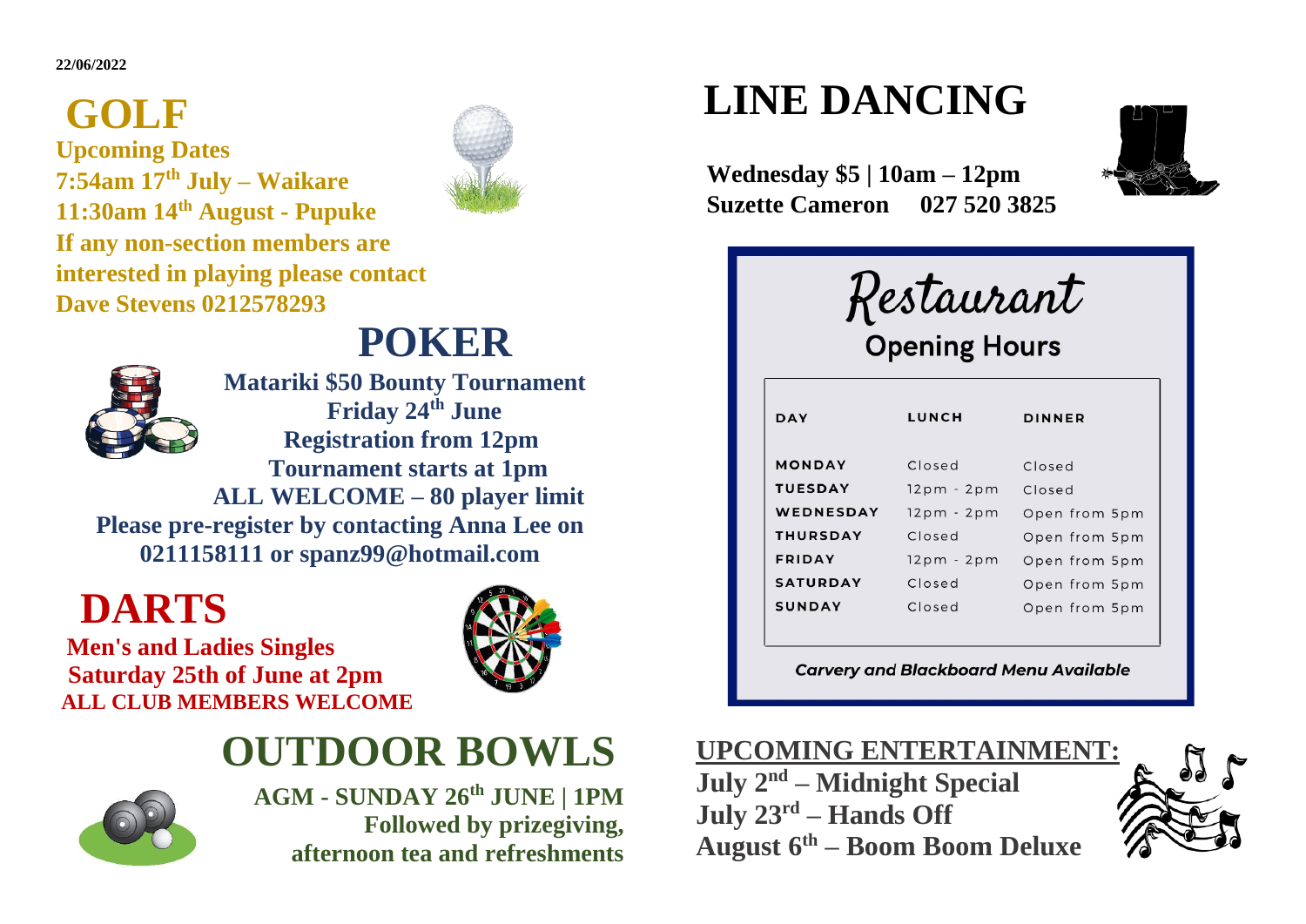22/06/2022

# GOLF

**Upcoming Dates**
**7:54am 17th July – Waikare**
**11:30am 14th August - Pupuke**
**If any non-section members are interested in playing please contact Dave Stevens 0212578293**

# POKER

**Matariki $50 Bounty Tournament**
**Friday 24th June**
**Registration from 12pm**
**Tournament starts at 1pm**
**ALL WELCOME – 80 player limit**
**Please pre-register by contacting Anna Lee on 0211158111 or spanz99@hotmail.com**

# DARTS

**Men's and Ladies Singles**
**Saturday 25th of June at 2pm**
**ALL CLUB MEMBERS WELCOME**

# OUTDOOR BOWLS

**AGM - SUNDAY 26th JUNE | 1PM**
**Followed by prizegiving, afternoon tea and refreshments**

# LINE DANCING

**Wednesday $5 | 10am – 12pm**
**Suzette Cameron 027 520 3825**

## Restaurant
### Opening Hours

| DAY | LUNCH | DINNER |
|---|---|---|
| MONDAY | Closed | Closed |
| TUESDAY | 12pm - 2pm | Closed |
| WEDNESDAY | 12pm - 2pm | Open from 5pm |
| THURSDAY | Closed | Open from 5pm |
| FRIDAY | 12pm - 2pm | Open from 5pm |
| SATURDAY | Closed | Open from 5pm |
| SUNDAY | Closed | Open from 5pm |

***Carvery and Blackboard Menu Available***

## UPCOMING ENTERTAINMENT:

**July 2nd – Midnight Special**
**July 23rd – Hands Off**
**August 6th – Boom Boom Deluxe**